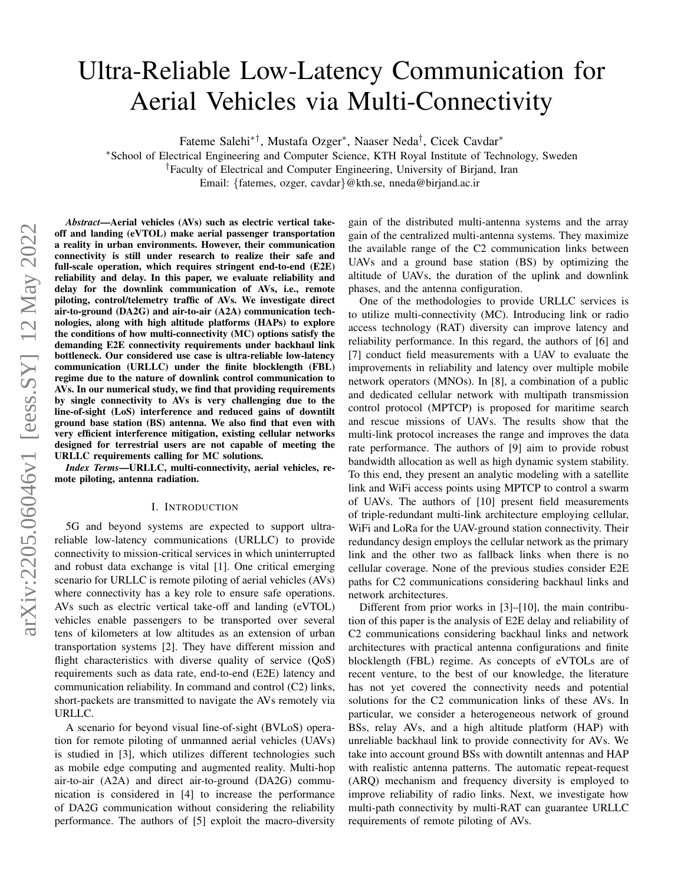# Ultra-Reliable Low-Latency Communication for Aerial Vehicles via Multi-Connectivity

Fateme Salehi[*†], Mustafa Ozger[*], Naaser Neda[†], Cicek Cavdar[*]

[*]School of Electrical Engineering and Computer Science, KTH Royal Institute of Technology, Sweden

[†]Faculty of Electrical and Computer Engineering, University of Birjand, Iran

Email: {fatemes, ozger, cavdar}@kth.se, nneda@birjand.ac.ir

***Abstract*—Aerial vehicles (AVs) such as electric vertical take-off and landing (eVTOL) make aerial passenger transportation a reality in urban environments. However, their communication connectivity is still under research to realize their safe and full-scale operation, which requires stringent end-to-end (E2E) reliability and delay. In this paper, we evaluate reliability and delay for the downlink communication of AVs, i.e., remote piloting, control/telemetry traffic of AVs. We investigate direct air-to-ground (DA2G) and air-to-air (A2A) communication technologies, along with high altitude platforms (HAPs) to explore the conditions of how multi-connectivity (MC) options satisfy the demanding E2E connectivity requirements under backhaul link bottleneck. Our considered use case is ultra-reliable low-latency communication (URLLC) under the finite blocklength (FBL) regime due to the nature of downlink control communication to AVs. In our numerical study, we find that providing requirements by single connectivity to AVs is very challenging due to the line-of-sight (LoS) interference and reduced gains of downtilt ground base station (BS) antenna. We also find that even with very efficient interference mitigation, existing cellular networks designed for terrestrial users are not capable of meeting the URLLC requirements calling for MC solutions.**

***Index Terms*—URLLC, multi-connectivity, aerial vehicles, remote piloting, antenna radiation.**

## I. Introduction

5G and beyond systems are expected to support ultra-reliable low-latency communications (URLLC) to provide connectivity to mission-critical services in which uninterrupted and robust data exchange is vital [1]. One critical emerging scenario for URLLC is remote piloting of aerial vehicles (AVs) where connectivity has a key role to ensure safe operations. AVs such as electric vertical take-off and landing (eVTOL) vehicles enable passengers to be transported over several tens of kilometers at low altitudes as an extension of urban transportation systems [2]. They have different mission and flight characteristics with diverse quality of service (QoS) requirements such as data rate, end-to-end (E2E) latency and communication reliability. In command and control (C2) links, short-packets are transmitted to navigate the AVs remotely via URLLC.

A scenario for beyond visual line-of-sight (BVLoS) operation for remote piloting of unmanned aerial vehicles (UAVs) is studied in [3], which utilizes different technologies such as mobile edge computing and augmented reality. Multi-hop air-to-air (A2A) and direct air-to-ground (DA2G) communication is considered in [4] to increase the performance of DA2G communication without considering the reliability performance. The authors of [5] exploit the macro-diversity gain of the distributed multi-antenna systems and the array gain of the centralized multi-antenna systems. They maximize the available range of the C2 communication links between UAVs and a ground base station (BS) by optimizing the altitude of UAVs, the duration of the uplink and downlink phases, and the antenna configuration.

One of the methodologies to provide URLLC services is to utilize multi-connectivity (MC). Introducing link or radio access technology (RAT) diversity can improve latency and reliability performance. In this regard, the authors of [6] and [7] conduct field measurements with a UAV to evaluate the improvements in reliability and latency over multiple mobile network operators (MNOs). In [8], a combination of a public and dedicated cellular network with multipath transmission control protocol (MPTCP) is proposed for maritime search and rescue missions of UAVs. The results show that the multi-link protocol increases the range and improves the data rate performance. The authors of [9] aim to provide robust bandwidth allocation as well as high dynamic system stability. To this end, they present an analytic modeling with a satellite link and WiFi access points using MPTCP to control a swarm of UAVs. The authors of [10] present field measurements of triple-redundant multi-link architecture employing cellular, WiFi and LoRa for the UAV-ground station connectivity. Their redundancy design employs the cellular network as the primary link and the other two as fallback links when there is no cellular coverage. None of the previous studies consider E2E paths for C2 communications considering backhaul links and network architectures.

Different from prior works in [3]–[10], the main contribution of this paper is the analysis of E2E delay and reliability of C2 communications considering backhaul links and network architectures with practical antenna configurations and finite blocklength (FBL) regime. As concepts of eVTOLs are of recent venture, to the best of our knowledge, the literature has not yet covered the connectivity needs and potential solutions for the C2 communication links of these AVs. In particular, we consider a heterogeneous network of ground BSs, relay AVs, and a high altitude platform (HAP) with unreliable backhaul link to provide connectivity for AVs. We take into account ground BSs with downtilt antennas and HAP with realistic antenna patterns. The automatic repeat-request (ARQ) mechanism and frequency diversity is employed to improve reliability of radio links. Next, we investigate how multi-path connectivity by multi-RAT can guarantee URLLC requirements of remote piloting of AVs.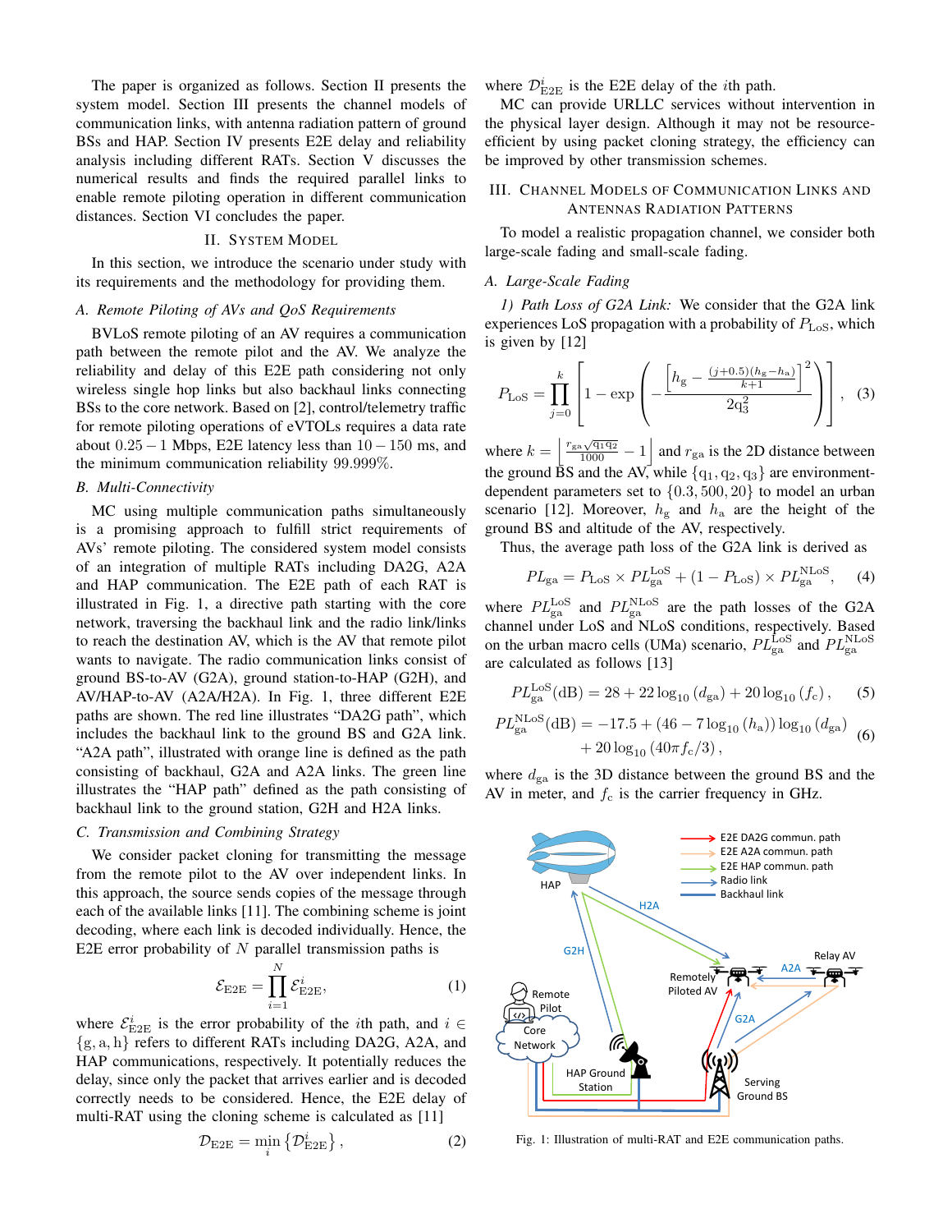The paper is organized as follows. Section II presents the system model. Section III presents the channel models of communication links, with antenna radiation pattern of ground BSs and HAP. Section IV presents E2E delay and reliability analysis including different RATs. Section V discusses the numerical results and finds the required parallel links to enable remote piloting operation in different communication distances. Section VI concludes the paper.

## II. System Model

In this section, we introduce the scenario under study with its requirements and the methodology for providing them.

### A. Remote Piloting of AVs and QoS Requirements

BVLoS remote piloting of an AV requires a communication path between the remote pilot and the AV. We analyze the reliability and delay of this E2E path considering not only wireless single hop links but also backhaul links connecting BSs to the core network. Based on [2], control/telemetry traffic for remote piloting operations of eVTOLs requires a data rate about $0.25-1$ Mbps, E2E latency less than $10-150$ ms, and the minimum communication reliability $99.999\%$.

### B. Multi-Connectivity

MC using multiple communication paths simultaneously is a promising approach to fulfill strict requirements of AVs' remote piloting. The considered system model consists of an integration of multiple RATs including DA2G, A2A and HAP communication. The E2E path of each RAT is illustrated in Fig. 1, a directive path starting with the core network, traversing the backhaul link and the radio link/links to reach the destination AV, which is the AV that remote pilot wants to navigate. The radio communication links consist of ground BS-to-AV (G2A), ground station-to-HAP (G2H), and AV/HAP-to-AV (A2A/H2A). In Fig. 1, three different E2E paths are shown. The red line illustrates "DA2G path", which includes the backhaul link to the ground BS and G2A link. "A2A path", illustrated with orange line is defined as the path consisting of backhaul, G2A and A2A links. The green line illustrates the "HAP path" defined as the path consisting of backhaul link to the ground station, G2H and H2A links.

### C. Transmission and Combining Strategy

We consider packet cloning for transmitting the message from the remote pilot to the AV over independent links. In this approach, the source sends copies of the message through each of the available links [11]. The combining scheme is joint decoding, where each link is decoded individually. Hence, the E2E error probability of $N$ parallel transmission paths is

$$\mathcal{E}_{\text{E2E}} = \prod_{i=1}^{N} \mathcal{E}_{\text{E2E}}^{i}, \tag{1}$$

where $\mathcal{E}_{\text{E2E}}^{i}$ is the error probability of the $i$th path, and $i \in \{\text{g}, \text{a}, \text{h}\}$ refers to different RATs including DA2G, A2A, and HAP communications, respectively. It potentially reduces the delay, since only the packet that arrives earlier and is decoded correctly needs to be considered. Hence, the E2E delay of multi-RAT using the cloning scheme is calculated as [11]

$$\mathcal{D}_{\text{E2E}} = \min_{i} \left\{\mathcal{D}_{\text{E2E}}^{i}\right\}, \tag{2}$$

where $\mathcal{D}_{\text{E2E}}^{i}$ is the E2E delay of the $i$th path.

MC can provide URLLC services without intervention in the physical layer design. Although it may not be resource-efficient by using packet cloning strategy, the efficiency can be improved by other transmission schemes.

## III. Channel Models of Communication Links and Antennas Radiation Patterns

To model a realistic propagation channel, we consider both large-scale fading and small-scale fading.

### A. Large-Scale Fading

*1) Path Loss of G2A Link:* We consider that the G2A link experiences LoS propagation with a probability of $P_{\text{LoS}}$, which is given by [12]

$$P_{\text{LoS}} = \prod_{j=0}^{k} \left[1 - \exp\left(-\frac{\left[h_{\text{g}} - \frac{(j+0.5)(h_{\text{g}}-h_{\text{a}})}{k+1}\right]^2}{2\text{q}_3^2}\right)\right], \tag{3}$$

where $k = \left\lfloor \frac{r_{\text{ga}}\sqrt{\text{q}_1\text{q}_2}}{1000} - 1 \right\rfloor$ and $r_{\text{ga}}$ is the 2D distance between the ground BS and the AV, while $\{\text{q}_1, \text{q}_2, \text{q}_3\}$ are environment-dependent parameters set to $\{0.3, 500, 20\}$ to model an urban scenario [12]. Moreover, $h_{\text{g}}$ and $h_{\text{a}}$ are the height of the ground BS and altitude of the AV, respectively.

Thus, the average path loss of the G2A link is derived as

$$PL_{\text{ga}} = P_{\text{LoS}} \times PL_{\text{ga}}^{\text{LoS}} + (1 - P_{\text{LoS}}) \times PL_{\text{ga}}^{\text{NLoS}}, \tag{4}$$

where $PL_{\text{ga}}^{\text{LoS}}$ and $PL_{\text{ga}}^{\text{NLoS}}$ are the path losses of the G2A channel under LoS and NLoS conditions, respectively. Based on the urban macro cells (UMa) scenario, $PL_{\text{ga}}^{\text{LoS}}$ and $PL_{\text{ga}}^{\text{NLoS}}$ are calculated as follows [13]

$$PL_{\text{ga}}^{\text{LoS}}(\text{dB}) = 28 + 22\log_{10}(d_{\text{ga}}) + 20\log_{10}(f_{\text{c}}), \tag{5}$$

$$PL_{\text{ga}}^{\text{NLoS}}(\text{dB}) = -17.5 + (46 - 7\log_{10}(h_{\text{a}}))\log_{10}(d_{\text{ga}}) + 20\log_{10}(40\pi f_{\text{c}}/3), \tag{6}$$

where $d_{\text{ga}}$ is the 3D distance between the ground BS and the AV in meter, and $f_{\text{c}}$ is the carrier frequency in GHz.

Fig. 1: Illustration of multi-RAT and E2E communication paths.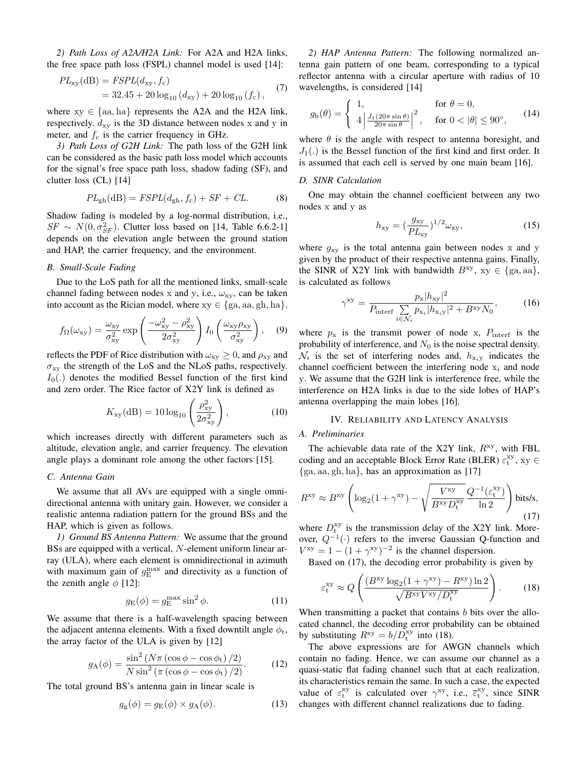*2) Path Loss of A2A/H2A Link:* For A2A and H2A links, the free space path loss (FSPL) channel model is used [14]:

$$
\begin{aligned}
PL_{\mathrm{xy}}(\mathrm{dB}) &= FSPL(d_{\mathrm{xy}}, f_{\mathrm{c}}) \\
&= 32.45 + 20\log_{10}(d_{\mathrm{xy}}) + 20\log_{10}(f_{\mathrm{c}}),
\end{aligned} \tag{7}
$$

where $\mathrm{xy} \in \{\mathrm{aa}, \mathrm{ha}\}$ represents the A2A and the H2A link, respectively. $d_{\mathrm{xy}}$ is the 3D distance between nodes x and y in meter, and $f_{\mathrm{c}}$ is the carrier frequency in GHz.

*3) Path Loss of G2H Link:* The path loss of the G2H link can be considered as the basic path loss model which accounts for the signal's free space path loss, shadow fading (SF), and clutter loss (CL) [14]

$$
PL_{\mathrm{gh}}(\mathrm{dB}) = FSPL(d_{\mathrm{gh}}, f_{\mathrm{c}}) + SF + CL. \tag{8}
$$

Shadow fading is modeled by a log-normal distribution, i.e., $SF \sim N(0, \sigma_{SF}^2)$. Clutter loss based on [14, Table 6.6.2-1] depends on the elevation angle between the ground station and HAP, the carrier frequency, and the environment.

### *B. Small-Scale Fading*

Due to the LoS path for all the mentioned links, small-scale channel fading between nodes x and y, i.e., $\omega_{\mathrm{xy}}$, can be taken into account as the Rician model, where $\mathrm{xy} \in \{\mathrm{ga}, \mathrm{aa}, \mathrm{gh}, \mathrm{ha}\}$.

$$
f_{\Omega}(\omega_{\mathrm{xy}}) = \frac{\omega_{\mathrm{xy}}}{\sigma_{\mathrm{xy}}^2} \exp\left(\frac{-\omega_{\mathrm{xy}}^2 - \rho_{\mathrm{xy}}^2}{2\sigma_{\mathrm{xy}}^2}\right) I_0\left(\frac{\omega_{\mathrm{xy}}\rho_{\mathrm{xy}}}{\sigma_{\mathrm{xy}}^2}\right), \tag{9}
$$

reflects the PDF of Rice distribution with $\omega_{\mathrm{xy}} \geq 0$, and $\rho_{\mathrm{xy}}$ and $\sigma_{\mathrm{xy}}$ the strength of the LoS and the NLoS paths, respectively. $I_0(.)$ denotes the modified Bessel function of the first kind and zero order. The Rice factor of X2Y link is defined as

$$
K_{\mathrm{xy}}(\mathrm{dB}) = 10\log_{10}\left(\frac{\rho_{\mathrm{xy}}^2}{2\sigma_{\mathrm{xy}}^2}\right), \tag{10}
$$

which increases directly with different parameters such as altitude, elevation angle, and carrier frequency. The elevation angle plays a dominant role among the other factors [15].

### *C. Antenna Gain*

We assume that all AVs are equipped with a single omni-directional antenna with unitary gain. However, we consider a realistic antenna radiation pattern for the ground BSs and the HAP, which is given as follows.

*1) Ground BS Antenna Pattern:* We assume that the ground BSs are equipped with a vertical, $N$-element uniform linear array (ULA), where each element is omnidirectional in azimuth with maximum gain of $g_{\mathrm{E}}^{\max}$ and directivity as a function of the zenith angle $\phi$ [12]:

$$
g_{\mathrm{E}}(\phi) = g_{\mathrm{E}}^{\max}\sin^2\phi. \tag{11}
$$

We assume that there is a half-wavelength spacing between the adjacent antenna elements. With a fixed downtilt angle $\phi_{\mathrm{t}}$, the array factor of the ULA is given by [12]

$$
g_{\mathrm{A}}(\phi) = \frac{\sin^2\left(N\pi\left(\cos\phi - \cos\phi_{\mathrm{t}}\right)/2\right)}{N\sin^2\left(\pi\left(\cos\phi - \cos\phi_{\mathrm{t}}\right)/2\right)}. \tag{12}
$$

The total ground BS's antenna gain in linear scale is

$$
g_{\mathrm{g}}(\phi) = g_{\mathrm{E}}(\phi) \times g_{\mathrm{A}}(\phi). \tag{13}
$$

*2) HAP Antenna Pattern:* The following normalized antenna gain pattern of one beam, corresponding to a typical reflector antenna with a circular aperture with radius of 10 wavelengths, is considered [14]

$$
g_{\mathrm{h}}(\theta) = \begin{cases} 1, & \text{for } \theta = 0, \\ 4\left|\frac{J_1(20\pi\sin\theta)}{20\pi\sin\theta}\right|^2, & \text{for } 0 < |\theta| \leq 90^{\circ}, \end{cases} \tag{14}
$$

where $\theta$ is the angle with respect to antenna boresight, and $J_1(.)$ is the Bessel function of the first kind and first order. It is assumed that each cell is served by one main beam [16].

### *D. SINR Calculation*

One may obtain the channel coefficient between any two nodes x and y as

$$
h_{\mathrm{xy}} = \left(\frac{g_{\mathrm{xy}}}{PL_{\mathrm{xy}}}\right)^{1/2}\omega_{\mathrm{xy}}, \tag{15}
$$

where $g_{\mathrm{xy}}$ is the total antenna gain between nodes x and y given by the product of their respective antenna gains. Finally, the SINR of X2Y link with bandwidth $B^{\mathrm{xy}}$, $\mathrm{xy} \in \{\mathrm{ga}, \mathrm{aa}\}$, is calculated as follows

$$
\gamma^{\mathrm{xy}} = \frac{p_{\mathrm{x}}|h_{\mathrm{xy}}|^2}{P_{\mathrm{interf}}\sum_{i\in\mathcal{N}_i} p_{\mathrm{x}_i}|h_{\mathrm{x}_i\mathrm{y}}|^2 + B^{\mathrm{xy}}N_0}, \tag{16}
$$

where $p_{\mathrm{x}}$ is the transmit power of node x, $P_{\mathrm{interf}}$ is the probability of interference, and $N_0$ is the noise spectral density. $\mathcal{N}_i$ is the set of interfering nodes and, $h_{\mathrm{x}_i\mathrm{y}}$ indicates the channel coefficient between the interfering node $\mathrm{x}_i$ and node y. We assume that the G2H link is interference free, while the interference on H2A links is due to the side lobes of HAP's antenna overlapping the main lobes [16].

## IV. Reliability and Latency Analysis

### *A. Preliminaries*

The achievable data rate of the X2Y link, $R^{\mathrm{xy}}$, with FBL coding and an acceptable Block Error Rate (BLER) $\varepsilon_{\mathrm{t}}^{\mathrm{xy}}$, $\mathrm{xy} \in \{\mathrm{ga}, \mathrm{aa}, \mathrm{gh}, \mathrm{ha}\}$, has an approximation as [17]

$$
R^{\mathrm{xy}} \approx B^{\mathrm{xy}}\left(\log_2(1+\gamma^{\mathrm{xy}}) - \sqrt{\frac{V^{\mathrm{xy}}}{B^{\mathrm{xy}}D_{\mathrm{t}}^{\mathrm{xy}}}}\frac{Q^{-1}(\varepsilon_{\mathrm{t}}^{\mathrm{xy}})}{\ln 2}\right) \text{bits/s}, \tag{17}
$$

where $D_{\mathrm{t}}^{\mathrm{xy}}$ is the transmission delay of the X2Y link. Moreover, $Q^{-1}(\cdot)$ refers to the inverse Gaussian Q-function and $V^{\mathrm{xy}} = 1 - (1+\gamma^{\mathrm{xy}})^{-2}$ is the channel dispersion.

Based on (17), the decoding error probability is given by

$$
\varepsilon_{\mathrm{t}}^{\mathrm{xy}} \approx Q\left(\frac{(B^{\mathrm{xy}}\log_2(1+\gamma^{\mathrm{xy}}) - R^{\mathrm{xy}})\ln 2}{\sqrt{B^{\mathrm{xy}}V^{\mathrm{xy}}/D_{\mathrm{t}}^{\mathrm{xy}}}}\right). \tag{18}
$$

When transmitting a packet that contains $b$ bits over the allocated channel, the decoding error probability can be obtained by substituting $R^{\mathrm{xy}} = b/D_{\mathrm{t}}^{\mathrm{xy}}$ into (18).

The above expressions are for AWGN channels which contain no fading. Hence, we can assume our channel as a quasi-static flat fading channel such that at each realization, its characteristics remain the same. In such a case, the expected value of $\varepsilon_{\mathrm{t}}^{\mathrm{xy}}$ is calculated over $\gamma^{\mathrm{xy}}$, i.e., $\overline{\varepsilon}_{\mathrm{t}}^{\mathrm{xy}}$, since SINR changes with different channel realizations due to fading.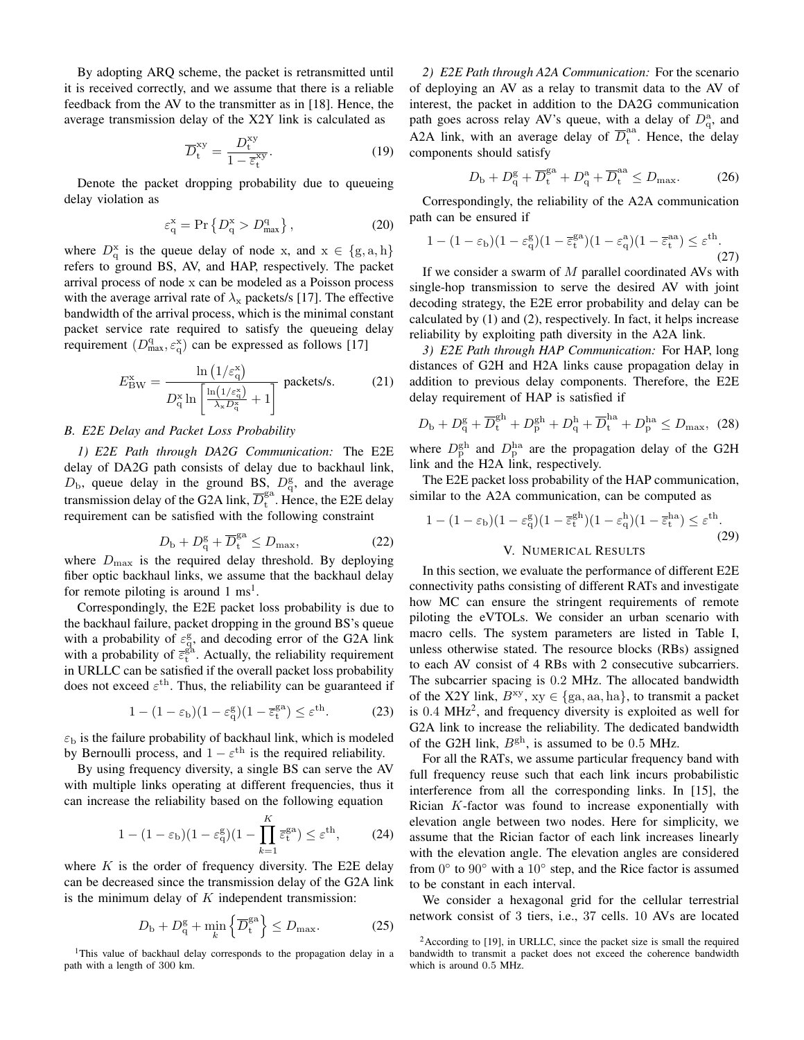By adopting ARQ scheme, the packet is retransmitted until it is received correctly, and we assume that there is a reliable feedback from the AV to the transmitter as in [18]. Hence, the average transmission delay of the X2Y link is calculated as

$$\overline{D}_{\mathrm{t}}^{\mathrm{xy}} = \frac{D_{\mathrm{t}}^{\mathrm{xy}}}{1-\overline{\varepsilon}_{\mathrm{t}}^{\mathrm{xy}}}. \tag{19}$$

Denote the packet dropping probability due to queueing delay violation as

$$\varepsilon_{\mathrm{q}}^{\mathrm{x}} = \Pr\left\{D_{\mathrm{q}}^{\mathrm{x}} > D_{\max}^{\mathrm{q}}\right\}, \tag{20}$$

where $D_{\mathrm{q}}^{\mathrm{x}}$ is the queue delay of node x, and $\mathrm{x} \in \{\mathrm{g}, \mathrm{a}, \mathrm{h}\}$ refers to ground BS, AV, and HAP, respectively. The packet arrival process of node x can be modeled as a Poisson process with the average arrival rate of $\lambda_{\mathrm{x}}$ packets/s [17]. The effective bandwidth of the arrival process, which is the minimal constant packet service rate required to satisfy the queueing delay requirement $(D_{\max}^{\mathrm{q}}, \varepsilon_{\mathrm{q}}^{\mathrm{x}})$ can be expressed as follows [17]

$$E_{\mathrm{BW}}^{\mathrm{x}} = \frac{\ln\left(1/\varepsilon_{\mathrm{q}}^{\mathrm{x}}\right)}{D_{\mathrm{q}}^{\mathrm{x}} \ln\left[\frac{\ln\left(1/\varepsilon_{\mathrm{q}}^{\mathrm{x}}\right)}{\lambda_{\mathrm{x}} D_{\mathrm{q}}^{\mathrm{x}}} + 1\right]} \text{ packets/s.} \tag{21}$$

### B. E2E Delay and Packet Loss Probability

*1) E2E Path through DA2G Communication:* The E2E delay of DA2G path consists of delay due to backhaul link, $D_{\mathrm{b}}$, queue delay in the ground BS, $D_{\mathrm{q}}^{\mathrm{g}}$, and the average transmission delay of the G2A link, $\overline{D}_{\mathrm{t}}^{\mathrm{ga}}$. Hence, the E2E delay requirement can be satisfied with the following constraint

$$D_{\mathrm{b}} + D_{\mathrm{q}}^{\mathrm{g}} + \overline{D}_{\mathrm{t}}^{\mathrm{ga}} \leq D_{\max}, \tag{22}$$

where $D_{\max}$ is the required delay threshold. By deploying fiber optic backhaul links, we assume that the backhaul delay for remote piloting is around 1 ms[1].

Correspondingly, the E2E packet loss probability is due to the backhaul failure, packet dropping in the ground BS's queue with a probability of $\varepsilon_{\mathrm{q}}^{\mathrm{g}}$, and decoding error of the G2A link with a probability of $\overline{\varepsilon}_{\mathrm{t}}^{\mathrm{ga}}$. Actually, the reliability requirement in URLLC can be satisfied if the overall packet loss probability does not exceed $\varepsilon^{\mathrm{th}}$. Thus, the reliability can be guaranteed if

$$1 - (1-\varepsilon_{\mathrm{b}})(1-\varepsilon_{\mathrm{q}}^{\mathrm{g}})(1-\overline{\varepsilon}_{\mathrm{t}}^{\mathrm{ga}}) \leq \varepsilon^{\mathrm{th}}. \tag{23}$$

$\varepsilon_{\mathrm{b}}$ is the failure probability of backhaul link, which is modeled by Bernoulli process, and $1-\varepsilon^{\mathrm{th}}$ is the required reliability.

By using frequency diversity, a single BS can serve the AV with multiple links operating at different frequencies, thus it can increase the reliability based on the following equation

$$1 - (1-\varepsilon_{\mathrm{b}})(1-\varepsilon_{\mathrm{q}}^{\mathrm{g}})(1-\prod_{k=1}^{K}\overline{\varepsilon}_{\mathrm{t}}^{\mathrm{ga}}) \leq \varepsilon^{\mathrm{th}}, \tag{24}$$

where $K$ is the order of frequency diversity. The E2E delay can be decreased since the transmission delay of the G2A link is the minimum delay of $K$ independent transmission:

$$D_{\mathrm{b}} + D_{\mathrm{q}}^{\mathrm{g}} + \min_{k}\left\{\overline{D}_{\mathrm{t}}^{\mathrm{ga}}\right\} \leq D_{\max}. \tag{25}$$

*2) E2E Path through A2A Communication:* For the scenario of deploying an AV as a relay to transmit data to the AV of interest, the packet in addition to the DA2G communication path goes across relay AV's queue, with a delay of $D_{\mathrm{q}}^{\mathrm{a}}$, and A2A link, with an average delay of $\overline{D}_{\mathrm{t}}^{\mathrm{aa}}$. Hence, the delay components should satisfy

$$D_{\mathrm{b}} + D_{\mathrm{q}}^{\mathrm{g}} + \overline{D}_{\mathrm{t}}^{\mathrm{ga}} + D_{\mathrm{q}}^{\mathrm{a}} + \overline{D}_{\mathrm{t}}^{\mathrm{aa}} \leq D_{\max}. \tag{26}$$

Correspondingly, the reliability of the A2A communication path can be ensured if

$$1 - (1-\varepsilon_{\mathrm{b}})(1-\varepsilon_{\mathrm{q}}^{\mathrm{g}})(1-\overline{\varepsilon}_{\mathrm{t}}^{\mathrm{ga}})(1-\varepsilon_{\mathrm{q}}^{\mathrm{a}})(1-\overline{\varepsilon}_{\mathrm{t}}^{\mathrm{aa}}) \leq \varepsilon^{\mathrm{th}}. \tag{27}$$

If we consider a swarm of $M$ parallel coordinated AVs with single-hop transmission to serve the desired AV with joint decoding strategy, the E2E error probability and delay can be calculated by (1) and (2), respectively. In fact, it helps increase reliability by exploiting path diversity in the A2A link.

*3) E2E Path through HAP Communication:* For HAP, long distances of G2H and H2A links cause propagation delay in addition to previous delay components. Therefore, the E2E delay requirement of HAP is satisfied if

$$D_{\mathrm{b}} + D_{\mathrm{q}}^{\mathrm{g}} + \overline{D}_{\mathrm{t}}^{\mathrm{gh}} + D_{\mathrm{p}}^{\mathrm{gh}} + D_{\mathrm{q}}^{\mathrm{h}} + \overline{D}_{\mathrm{t}}^{\mathrm{ha}} + D_{\mathrm{p}}^{\mathrm{ha}} \leq D_{\max}, \tag{28}$$

where $D_{\mathrm{p}}^{\mathrm{gh}}$ and $D_{\mathrm{p}}^{\mathrm{ha}}$ are the propagation delay of the G2H link and the H2A link, respectively.

The E2E packet loss probability of the HAP communication, similar to the A2A communication, can be computed as

$$1 - (1-\varepsilon_{\mathrm{b}})(1-\varepsilon_{\mathrm{q}}^{\mathrm{g}})(1-\overline{\varepsilon}_{\mathrm{t}}^{\mathrm{gh}})(1-\varepsilon_{\mathrm{q}}^{\mathrm{h}})(1-\overline{\varepsilon}_{\mathrm{t}}^{\mathrm{ha}}) \leq \varepsilon^{\mathrm{th}}. \tag{29}$$

## V. Numerical Results

In this section, we evaluate the performance of different E2E connectivity paths consisting of different RATs and investigate how MC can ensure the stringent requirements of remote piloting the eVTOLs. We consider an urban scenario with macro cells. The system parameters are listed in Table I, unless otherwise stated. The resource blocks (RBs) assigned to each AV consist of 4 RBs with 2 consecutive subcarriers. The subcarrier spacing is 0.2 MHz. The allocated bandwidth of the X2Y link, $B^{\mathrm{xy}}$, $\mathrm{xy} \in \{\mathrm{ga}, \mathrm{aa}, \mathrm{ha}\}$, to transmit a packet is 0.4 MHz[2], and frequency diversity is exploited as well for G2A link to increase the reliability. The dedicated bandwidth of the G2H link, $B^{\mathrm{gh}}$, is assumed to be 0.5 MHz.

For all the RATs, we assume particular frequency band with full frequency reuse such that each link incurs probabilistic interference from all the corresponding links. In [15], the Rician $K$-factor was found to increase exponentially with elevation angle between two nodes. Here for simplicity, we assume that the Rician factor of each link increases linearly with the elevation angle. The elevation angles are considered from 0° to 90° with a 10° step, and the Rice factor is assumed to be constant in each interval.

We consider a hexagonal grid for the cellular terrestrial network consist of 3 tiers, i.e., 37 cells. 10 AVs are located

[1] This value of backhaul delay corresponds to the propagation delay in a path with a length of 300 km.

[2] According to [19], in URLLC, since the packet size is small the required bandwidth to transmit a packet does not exceed the coherence bandwidth which is around 0.5 MHz.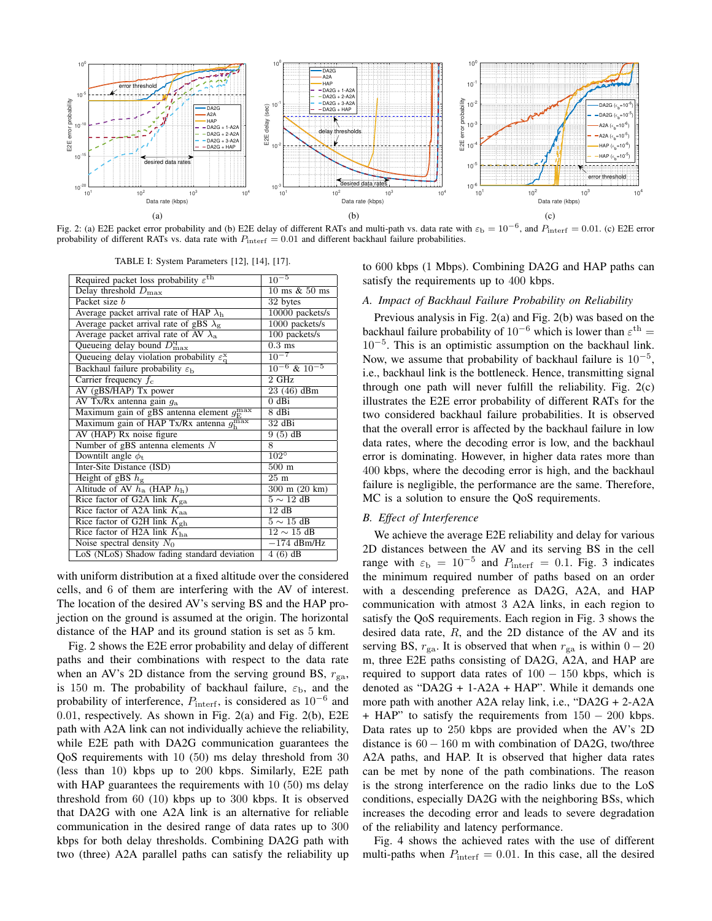Fig. 2: (a) E2E packet error probability and (b) E2E delay of different RATs and multi-path vs. data rate with $\varepsilon_{\rm b} = 10^{-6}$, and $P_{\rm interf} = 0.01$. (c) E2E error probability of different RATs vs. data rate with $P_{\rm interf} = 0.01$ and different backhaul failure probabilities.

TABLE I: System Parameters [12], [14], [17].

| | |
|---|---|
| Required packet loss probability $\varepsilon^{\rm th}$ | $10^{-5}$ |
| Delay threshold $D_{\max}$ | 10 ms & 50 ms |
| Packet size $b$ | 32 bytes |
| Average packet arrival rate of HAP $\lambda_{\rm h}$ | 10000 packets/s |
| Average packet arrival rate of gBS $\lambda_{\rm g}$ | 1000 packets/s |
| Average packet arrival rate of AV $\lambda_{\rm a}$ | 100 packets/s |
| Queueing delay bound $D^{\rm q}_{\max}$ | 0.3 ms |
| Queueing delay violation probability $\varepsilon^{\rm x}_{\rm q}$ | $10^{-7}$ |
| Backhaul failure probability $\varepsilon_{\rm b}$ | $10^{-6}$ & $10^{-5}$ |
| Carrier frequency $f_{\rm c}$ | 2 GHz |
| AV (gBS/HAP) Tx power | 23 (46) dBm |
| AV Tx/Rx antenna gain $g_{\rm a}$ | 0 dBi |
| Maximum gain of gBS antenna element $g^{\max}_{\rm E}$ | 8 dBi |
| Maximum gain of HAP Tx/Rx antenna $g^{\max}_{\rm h}$ | 32 dBi |
| AV (HAP) Rx noise figure | 9 (5) dB |
| Number of gBS antenna elements $N$ | 8 |
| Downtilt angle $\phi_{\rm t}$ | 102° |
| Inter-Site Distance (ISD) | 500 m |
| Height of gBS $h_{\rm g}$ | 25 m |
| Altitude of AV $h_{\rm a}$ (HAP $h_{\rm h}$) | 300 m (20 km) |
| Rice factor of G2A link $K_{\rm ga}$ | $5 \sim 12$ dB |
| Rice factor of A2A link $K_{\rm aa}$ | 12 dB |
| Rice factor of G2H link $K_{\rm gh}$ | $5 \sim 15$ dB |
| Rice factor of H2A link $K_{\rm ha}$ | $12 \sim 15$ dB |
| Noise spectral density $N_0$ | $-174$ dBm/Hz |
| LoS (NLoS) Shadow fading standard deviation | 4 (6) dB |

with uniform distribution at a fixed altitude over the considered cells, and 6 of them are interfering with the AV of interest. The location of the desired AV's serving BS and the HAP projection on the ground is assumed at the origin. The horizontal distance of the HAP and its ground station is set as 5 km.

Fig. 2 shows the E2E error probability and delay of different paths and their combinations with respect to the data rate when an AV's 2D distance from the serving ground BS, $r_{\rm ga}$, is 150 m. The probability of backhaul failure, $\varepsilon_{\rm b}$, and the probability of interference, $P_{\rm interf}$, is considered as $10^{-6}$ and 0.01, respectively. As shown in Fig. 2(a) and Fig. 2(b), E2E path with A2A link can not individually achieve the reliability, while E2E path with DA2G communication guarantees the QoS requirements with 10 (50) ms delay threshold from 30 (less than 10) kbps up to 200 kbps. Similarly, E2E path with HAP guarantees the requirements with 10 (50) ms delay threshold from 60 (10) kbps up to 300 kbps. It is observed that DA2G with one A2A link is an alternative for reliable communication in the desired range of data rates up to 300 kbps for both delay thresholds. Combining DA2G path with two (three) A2A parallel paths can satisfy the reliability up to 600 kbps (1 Mbps). Combining DA2G and HAP paths can satisfy the requirements up to 400 kbps.

### A. Impact of Backhaul Failure Probability on Reliability

Previous analysis in Fig. 2(a) and Fig. 2(b) was based on the backhaul failure probability of $10^{-6}$ which is lower than $\varepsilon^{\rm th} = 10^{-5}$. This is an optimistic assumption on the backhaul link. Now, we assume that probability of backhaul failure is $10^{-5}$, i.e., backhaul link is the bottleneck. Hence, transmitting signal through one path will never fulfill the reliability. Fig. 2(c) illustrates the E2E error probability of different RATs for the two considered backhaul failure probabilities. It is observed that the overall error is affected by the backhaul failure in low data rates, where the decoding error is low, and the backhaul error is dominating. However, in higher data rates more than 400 kbps, where the decoding error is high, and the backhaul failure is negligible, the performance are the same. Therefore, MC is a solution to ensure the QoS requirements.

### B. Effect of Interference

We achieve the average E2E reliability and delay for various 2D distances between the AV and its serving BS in the cell range with $\varepsilon_{\rm b} = 10^{-5}$ and $P_{\rm interf} = 0.1$. Fig. 3 indicates the minimum required number of paths based on an order with a descending preference as DA2G, A2A, and HAP communication with atmost 3 A2A links, in each region to satisfy the QoS requirements. Each region in Fig. 3 shows the desired data rate, $R$, and the 2D distance of the AV and its serving BS, $r_{\rm ga}$. It is observed that when $r_{\rm ga}$ is within $0-20$ m, three E2E paths consisting of DA2G, A2A, and HAP are required to support data rates of $100-150$ kbps, which is denoted as "DA2G + 1-A2A + HAP". While it demands one more path with another A2A relay link, i.e., "DA2G + 2-A2A + HAP" to satisfy the requirements from $150-200$ kbps. Data rates up to 250 kbps are provided when the AV's 2D distance is $60-160$ m with combination of DA2G, two/three A2A paths, and HAP. It is observed that higher data rates can be met by none of the path combinations. The reason is the strong interference on the radio links due to the LoS conditions, especially DA2G with the neighboring BSs, which increases the decoding error and leads to severe degradation of the reliability and latency performance.

Fig. 4 shows the achieved rates with the use of different multi-paths when $P_{\rm interf} = 0.01$. In this case, all the desired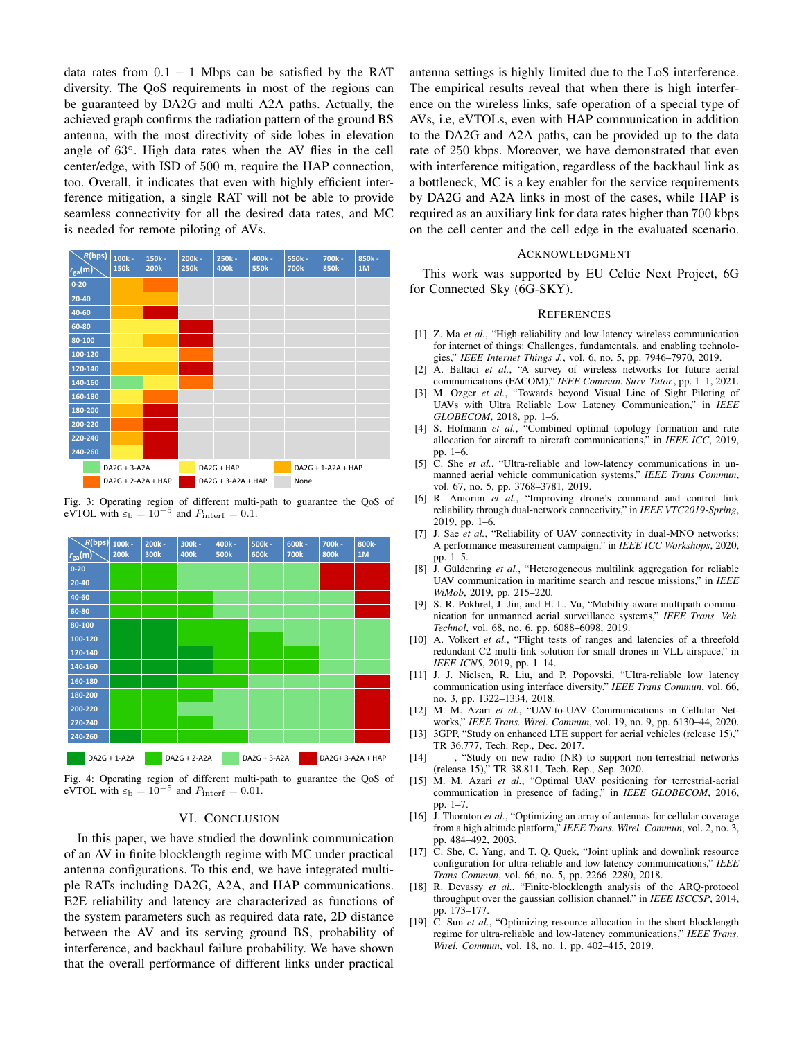data rates from $0.1 - 1$ Mbps can be satisfied by the RAT diversity. The QoS requirements in most of the regions can be guaranteed by DA2G and multi A2A paths. Actually, the achieved graph confirms the radiation pattern of the ground BS antenna, with the most directivity of side lobes in elevation angle of $63°$. High data rates when the AV flies in the cell center/edge, with ISD of 500 m, require the HAP connection, too. Overall, it indicates that even with highly efficient interference mitigation, a single RAT will not be able to provide seamless connectivity for all the desired data rates, and MC is needed for remote piloting of AVs.

R(bps)
$r_{ga}$(m)
100k - 150k
150k - 200k
200k - 250k
250k - 400k
400k - 550k
550k - 700k
700k - 850k
850k - 1M
0-20
20-40
40-60
60-80
80-100
100-120
120-140
140-160
160-180
180-200
200-220
220-240
240-260
DA2G + 3-A2A
DA2G + HAP
DA2G + 1-A2A + HAP
DA2G + 2-A2A + HAP
DA2G + 3-A2A + HAP
None

Fig. 3: Operating region of different multi-path to guarantee the QoS of eVTOL with $\varepsilon_{\rm b} = 10^{-5}$ and $P_{\rm interf} = 0.1$.

R(bps)
$r_{ga}$(m)
100k - 200k
200k - 300k
300k - 400k
400k - 500k
500k - 600k
600k - 700k
700k - 800k
800k - 1M
0-20
20-40
40-60
60-80
80-100
100-120
120-140
140-160
160-180
180-200
200-220
220-240
240-260
DA2G + 1-A2A
DA2G + 2-A2A
DA2G + 3-A2A
DA2G+ 3-A2A + HAP

Fig. 4: Operating region of different multi-path to guarantee the QoS of eVTOL with $\varepsilon_{\rm b} = 10^{-5}$ and $P_{\rm interf} = 0.01$.

## VI. Conclusion

In this paper, we have studied the downlink communication of an AV in finite blocklength regime with MC under practical antenna configurations. To this end, we have integrated multiple RATs including DA2G, A2A, and HAP communications. E2E reliability and latency are characterized as functions of the system parameters such as required data rate, 2D distance between the AV and its serving ground BS, probability of interference, and backhaul failure probability. We have shown that the overall performance of different links under practical antenna settings is highly limited due to the LoS interference. The empirical results reveal that when there is high interference on the wireless links, safe operation of a special type of AVs, i.e, eVTOLs, even with HAP communication in addition to the DA2G and A2A paths, can be provided up to the data rate of 250 kbps. Moreover, we have demonstrated that even with interference mitigation, regardless of the backhaul link as a bottleneck, MC is a key enabler for the service requirements by DA2G and A2A links in most of the cases, while HAP is required as an auxiliary link for data rates higher than 700 kbps on the cell center and the cell edge in the evaluated scenario.

## Acknowledgment

This work was supported by EU Celtic Next Project, 6G for Connected Sky (6G-SKY).

## References

[1] Z. Ma *et al.*, "High-reliability and low-latency wireless communication for internet of things: Challenges, fundamentals, and enabling technologies," *IEEE Internet Things J.*, vol. 6, no. 5, pp. 7946–7970, 2019.

[2] A. Baltaci *et al.*, "A survey of wireless networks for future aerial communications (FACOM)," *IEEE Commun. Surv. Tutor.*, pp. 1–1, 2021.

[3] M. Ozger *et al.*, "Towards beyond Visual Line of Sight Piloting of UAVs with Ultra Reliable Low Latency Communication," in *IEEE GLOBECOM*, 2018, pp. 1–6.

[4] S. Hofmann *et al.*, "Combined optimal topology formation and rate allocation for aircraft to aircraft communications," in *IEEE ICC*, 2019, pp. 1–6.

[5] C. She *et al.*, "Ultra-reliable and low-latency communications in unmanned aerial vehicle communication systems," *IEEE Trans Commun*, vol. 67, no. 5, pp. 3768–3781, 2019.

[6] R. Amorim *et al.*, "Improving drone's command and control link reliability through dual-network connectivity," in *IEEE VTC2019-Spring*, 2019, pp. 1–6.

[7] J. Säe *et al.*, "Reliability of UAV connectivity in dual-MNO networks: A performance measurement campaign," in *IEEE ICC Workshops*, 2020, pp. 1–5.

[8] J. Güldenring *et al.*, "Heterogeneous multilink aggregation for reliable UAV communication in maritime search and rescue missions," in *IEEE WiMob*, 2019, pp. 215–220.

[9] S. R. Pokhrel, J. Jin, and H. L. Vu, "Mobility-aware multipath communication for unmanned aerial surveillance systems," *IEEE Trans. Veh. Technol*, vol. 68, no. 6, pp. 6088–6098, 2019.

[10] A. Volkert *et al.*, "Flight tests of ranges and latencies of a threefold redundant C2 multi-link solution for small drones in VLL airspace," in *IEEE ICNS*, 2019, pp. 1–14.

[11] J. J. Nielsen, R. Liu, and P. Popovski, "Ultra-reliable low latency communication using interface diversity," *IEEE Trans Commun*, vol. 66, no. 3, pp. 1322–1334, 2018.

[12] M. M. Azari *et al.*, "UAV-to-UAV Communications in Cellular Networks," *IEEE Trans. Wirel. Commun*, vol. 19, no. 9, pp. 6130–44, 2020.

[13] 3GPP, "Study on enhanced LTE support for aerial vehicles (release 15)," TR 36.777, Tech. Rep., Dec. 2017.

[14] ——, "Study on new radio (NR) to support non-terrestrial networks (release 15)," TR 38.811, Tech. Rep., Sep. 2020.

[15] M. M. Azari *et al.*, "Optimal UAV positioning for terrestrial-aerial communication in presence of fading," in *IEEE GLOBECOM*, 2016, pp. 1–7.

[16] J. Thornton *et al.*, "Optimizing an array of antennas for cellular coverage from a high altitude platform," *IEEE Trans. Wirel. Commun*, vol. 2, no. 3, pp. 484–492, 2003.

[17] C. She, C. Yang, and T. Q. Quek, "Joint uplink and downlink resource configuration for ultra-reliable and low-latency communications," *IEEE Trans Commun*, vol. 66, no. 5, pp. 2266–2280, 2018.

[18] R. Devassy *et al.*, "Finite-blocklength analysis of the ARQ-protocol throughput over the gaussian collision channel," in *IEEE ISCCSP*, 2014, pp. 173–177.

[19] C. Sun *et al.*, "Optimizing resource allocation in the short blocklength regime for ultra-reliable and low-latency communications," *IEEE Trans. Wirel. Commun*, vol. 18, no. 1, pp. 402–415, 2019.